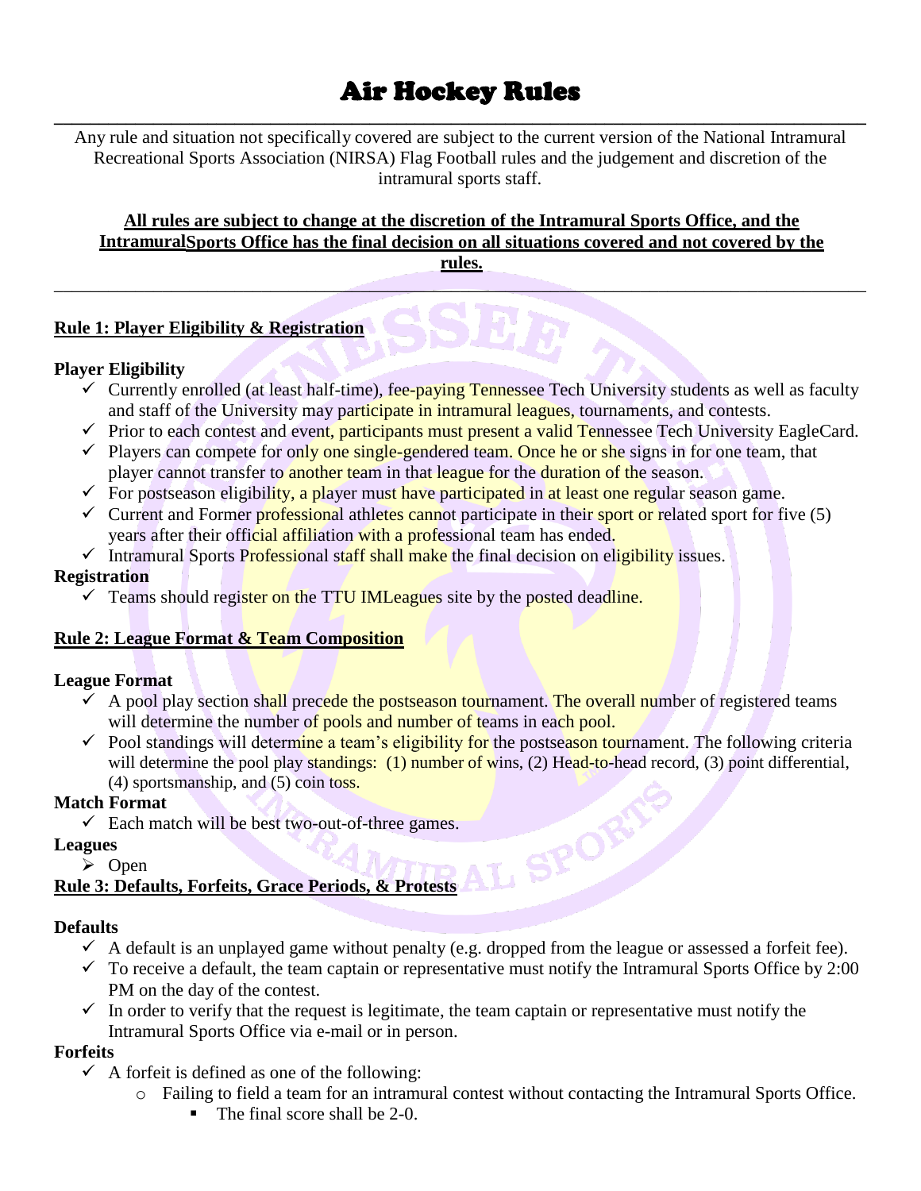# Air Hockey Rules

Any rule and situation not specifically covered are subject to the current version of the National Intramural Recreational Sports Association (NIRSA) Flag Football rules and the judgement and discretion of the intramural sports staff.

**All rules are subject to change at the discretion of the Intramural Sports Office, and the IntramuralSports Office has the final decision on all situations covered and not covered by the rules.**

---

## Rule 1: Player Eligibility & Registration

### Player Eligibility

- ✓ Currently enrolled (at least half-time), fee-paying Tennessee Tech University students as well as faculty and staff of the University may participate in intramural leagues, tournaments, and contests.
- ✓ Prior to each contest and event, participants must present a valid Tennessee Tech University EagleCard.
- ✓ Players can compete for only one single-gendered team. Once he or she signs in for one team, that player cannot transfer to another team in that league for the duration of the season.
- ✓ For postseason eligibility, a player must have participated in at least one regular season game.
- ✓ Current and Former professional athletes cannot participate in their sport or related sport for five (5) years after their official affiliation with a professional team has ended.
- ✓ Intramural Sports Professional staff shall make the final decision on eligibility issues.

### Registration

- ✓ Teams should register on the TTU IMLeagues site by the posted deadline.

## Rule 2: League Format & Team Composition

### League Format

- ✓ A pool play section shall precede the postseason tournament. The overall number of registered teams will determine the number of pools and number of teams in each pool.
- ✓ Pool standings will determine a team's eligibility for the postseason tournament. The following criteria will determine the pool play standings: (1) number of wins, (2) Head-to-head record, (3) point differential, (4) sportsmanship, and (5) coin toss.

### Match Format

- ✓ Each match will be best two-out-of-three games.

### Leagues

- Open

## Rule 3: Defaults, Forfeits, Grace Periods, & Protests

### Defaults

- ✓ A default is an unplayed game without penalty (e.g. dropped from the league or assessed a forfeit fee).
- ✓ To receive a default, the team captain or representative must notify the Intramural Sports Office by 2:00 PM on the day of the contest.
- ✓ In order to verify that the request is legitimate, the team captain or representative must notify the Intramural Sports Office via e-mail or in person.

### Forfeits

- ✓ A forfeit is defined as one of the following:
  - Failing to field a team for an intramural contest without contacting the Intramural Sports Office.
    - The final score shall be 2-0.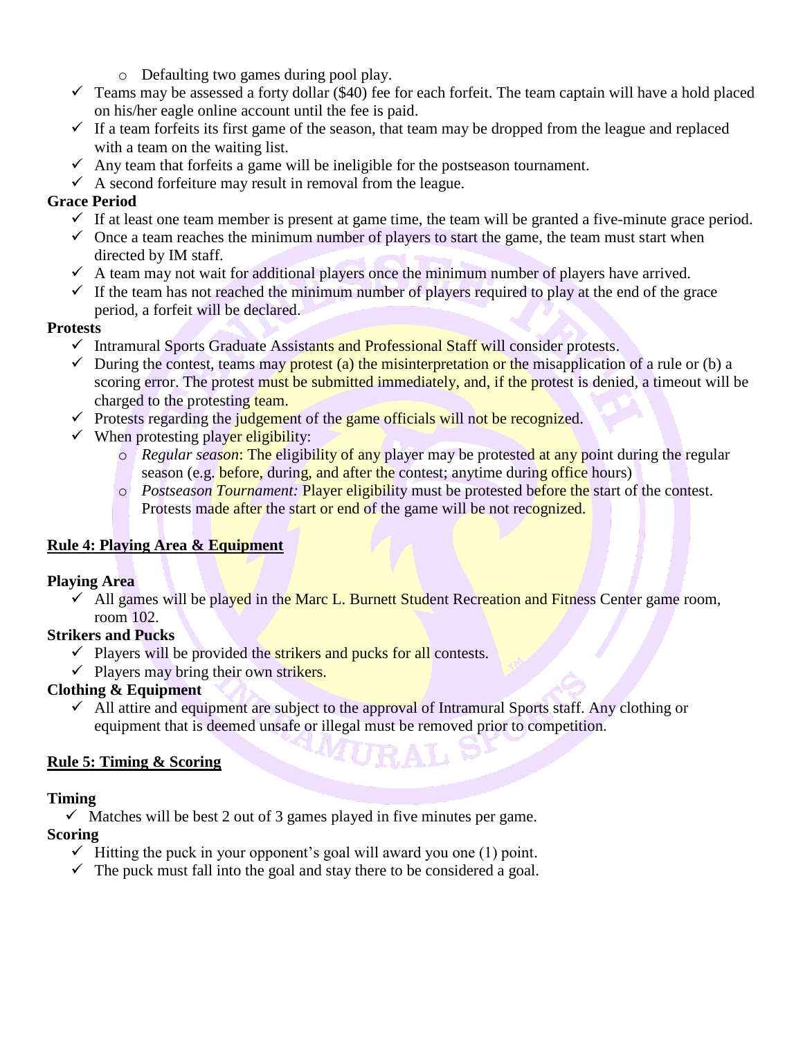- Defaulting two games during pool play.

- ✓ Teams may be assessed a forty dollar ($40) fee for each forfeit. The team captain will have a hold placed on his/her eagle online account until the fee is paid.
- ✓ If a team forfeits its first game of the season, that team may be dropped from the league and replaced with a team on the waiting list.
- ✓ Any team that forfeits a game will be ineligible for the postseason tournament.
- ✓ A second forfeiture may result in removal from the league.

**Grace Period**

- ✓ If at least one team member is present at game time, the team will be granted a five-minute grace period.
- ✓ Once a team reaches the minimum number of players to start the game, the team must start when directed by IM staff.
- ✓ A team may not wait for additional players once the minimum number of players have arrived.
- ✓ If the team has not reached the minimum number of players required to play at the end of the grace period, a forfeit will be declared.

**Protests**

- ✓ Intramural Sports Graduate Assistants and Professional Staff will consider protests.
- ✓ During the contest, teams may protest (a) the misinterpretation or the misapplication of a rule or (b) a scoring error. The protest must be submitted immediately, and, if the protest is denied, a timeout will be charged to the protesting team.
- ✓ Protests regarding the judgement of the game officials will not be recognized.
- ✓ When protesting player eligibility:
  - *Regular season*: The eligibility of any player may be protested at any point during the regular season (e.g. before, during, and after the contest; anytime during office hours)
  - *Postseason Tournament:* Player eligibility must be protested before the start of the contest. Protests made after the start or end of the game will be not recognized.

## Rule 4: Playing Area & Equipment

**Playing Area**

- ✓ All games will be played in the Marc L. Burnett Student Recreation and Fitness Center game room, room 102.

**Strikers and Pucks**

- ✓ Players will be provided the strikers and pucks for all contests.
- ✓ Players may bring their own strikers.

**Clothing & Equipment**

- ✓ All attire and equipment are subject to the approval of Intramural Sports staff. Any clothing or equipment that is deemed unsafe or illegal must be removed prior to competition.

## Rule 5: Timing & Scoring

**Timing**

- ✓ Matches will be best 2 out of 3 games played in five minutes per game.

**Scoring**

- ✓ Hitting the puck in your opponent's goal will award you one (1) point.
- ✓ The puck must fall into the goal and stay there to be considered a goal.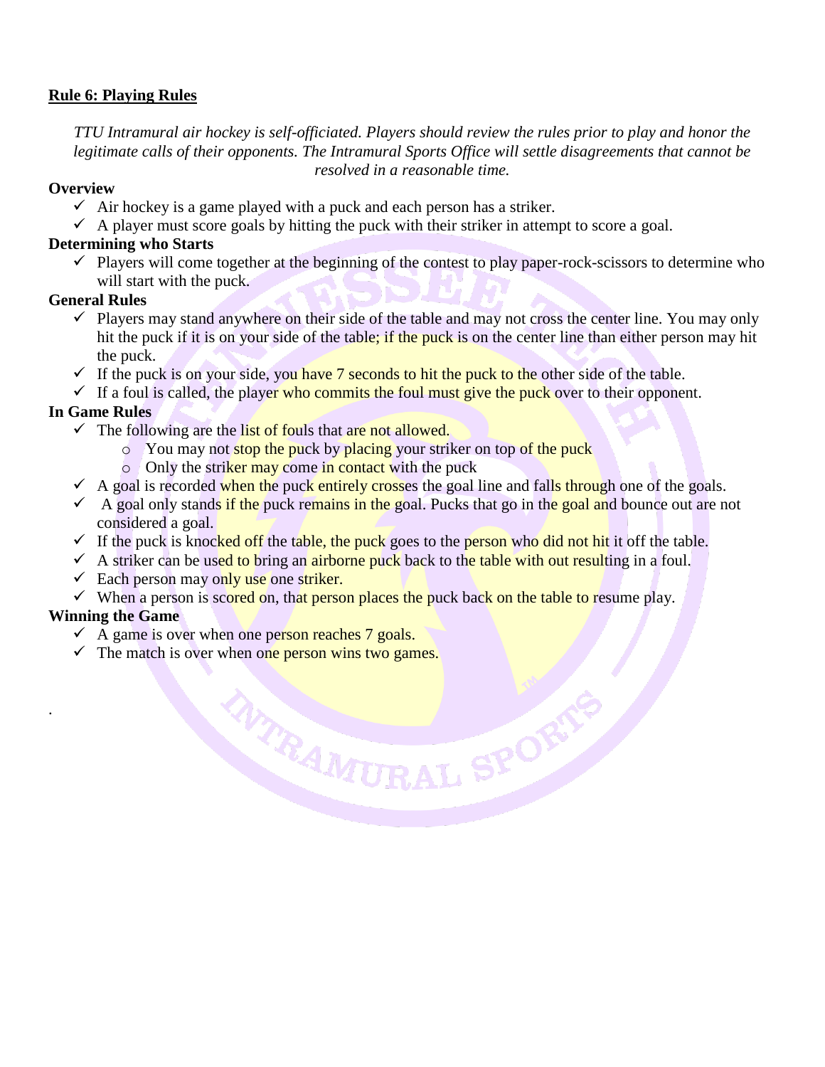## Rule 6: Playing Rules

*TTU Intramural air hockey is self-officiated. Players should review the rules prior to play and honor the legitimate calls of their opponents. The Intramural Sports Office will settle disagreements that cannot be resolved in a reasonable time.*

**Overview**

- ✓ Air hockey is a game played with a puck and each person has a striker.
- ✓ A player must score goals by hitting the puck with their striker in attempt to score a goal.

**Determining who Starts**

- ✓ Players will come together at the beginning of the contest to play paper-rock-scissors to determine who will start with the puck.

**General Rules**

- ✓ Players may stand anywhere on their side of the table and may not cross the center line. You may only hit the puck if it is on your side of the table; if the puck is on the center line than either person may hit the puck.
- ✓ If the puck is on your side, you have 7 seconds to hit the puck to the other side of the table.
- ✓ If a foul is called, the player who commits the foul must give the puck over to their opponent.

**In Game Rules**

- ✓ The following are the list of fouls that are not allowed.
  - You may not stop the puck by placing your striker on top of the puck
  - Only the striker may come in contact with the puck
- ✓ A goal is recorded when the puck entirely crosses the goal line and falls through one of the goals.
- ✓ A goal only stands if the puck remains in the goal. Pucks that go in the goal and bounce out are not considered a goal.
- ✓ If the puck is knocked off the table, the puck goes to the person who did not hit it off the table.
- ✓ A striker can be used to bring an airborne puck back to the table with out resulting in a foul.
- ✓ Each person may only use one striker.
- ✓ When a person is scored on, that person places the puck back on the table to resume play.

**Winning the Game**

- ✓ A game is over when one person reaches 7 goals.
- ✓ The match is over when one person wins two games.

.